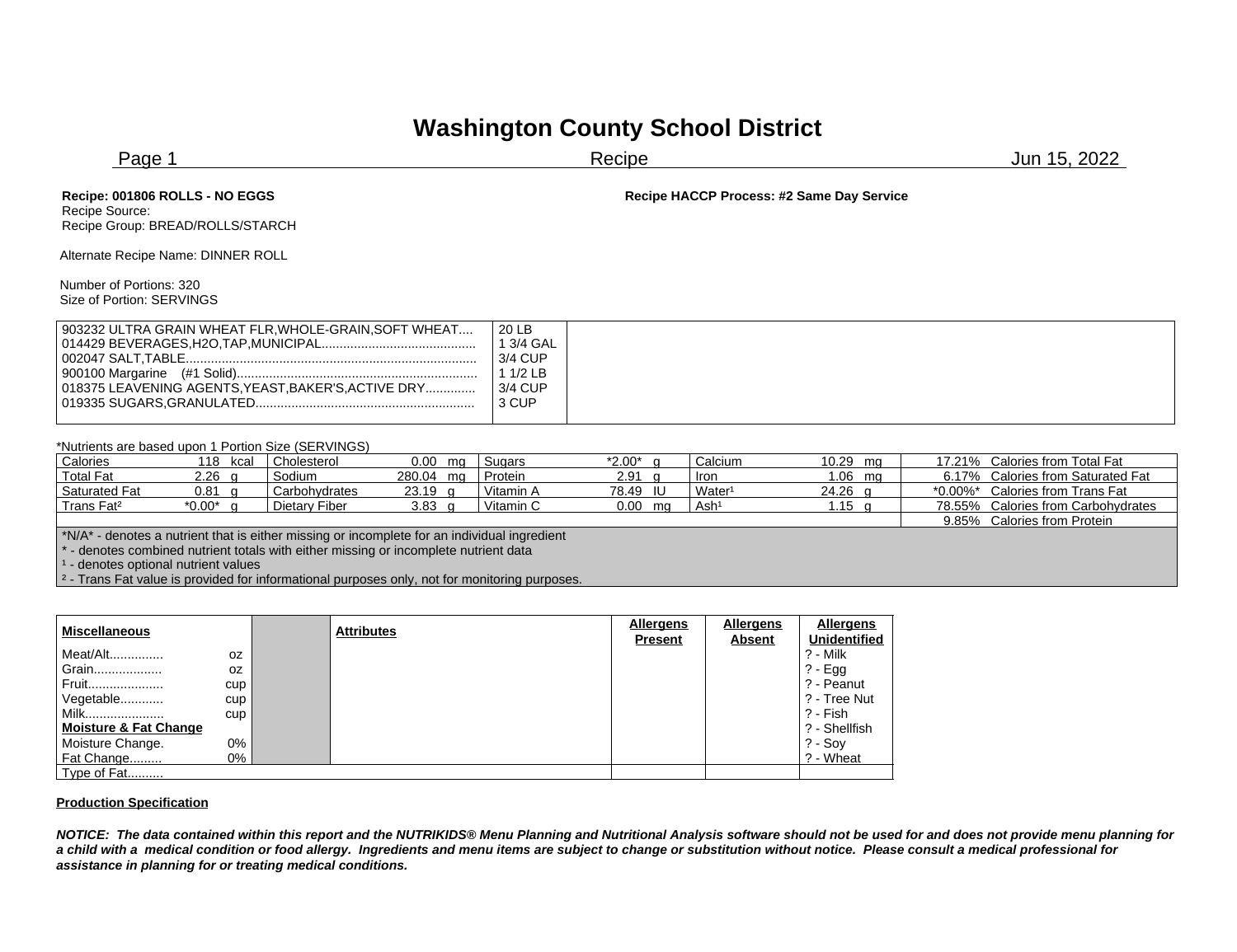# Washington County School District

Page 1 Recipe Jun 15, 2022

**Recipe: 001806 ROLLS - NO EGGS** **Recipe HACCP Process: #2 Same Day Service**

Recipe Source:
Recipe Group: BREAD/ROLLS/STARCH

Alternate Recipe Name: DINNER ROLL

Number of Portions: 320
Size of Portion: SERVINGS

| Ingredient | Amount | |
|---|---|---|
| 903232 ULTRA GRAIN WHEAT FLR,WHOLE-GRAIN,SOFT WHEAT.... | 20 LB | |
| 014429 BEVERAGES,H2O,TAP,MUNICIPAL.......................................... | 1 3/4 GAL | |
| 002047 SALT,TABLE................................................................................ | 3/4 CUP | |
| 900100 Margarine (#1 Solid).................................................................. | 1 1/2 LB | |
| 018375 LEAVENING AGENTS,YEAST,BAKER'S,ACTIVE DRY.............. | 3/4 CUP | |
| 019335 SUGARS,GRANULATED............................................................ | 3 CUP | |

*Nutrients are based upon 1 Portion Size (SERVINGS)

| | | | | | | | | |
|---|---|---|---|---|---|---|---|---|
| Calories | 118 kcal | Cholesterol | 0.00 mg | Sugars | *2.00* g | Calcium | 10.29 mg | 17.21% Calories from Total Fat |
| Total Fat | 2.26 g | Sodium | 280.04 mg | Protein | 2.91 g | Iron | 1.06 mg | 6.17% Calories from Saturated Fat |
| Saturated Fat | 0.81 g | Carbohydrates | 23.19 g | Vitamin A | 78.49 IU | Water¹ | 24.26 g | *0.00%* Calories from Trans Fat |
| Trans Fat² | *0.00* g | Dietary Fiber | 3.83 g | Vitamin C | 0.00 mg | Ash¹ | 1.15 g | 78.55% Calories from Carbohydrates |
| | | | | | | | | 9.85% Calories from Protein |

*N/A* - denotes a nutrient that is either missing or incomplete for an individual ingredient
* - denotes combined nutrient totals with either missing or incomplete nutrient data
¹ - denotes optional nutrient values
² - Trans Fat value is provided for informational purposes only, not for monitoring purposes.

| **Miscellaneous** | | | **Attributes** | **Allergens Present** | **Allergens Absent** | **Allergens Unidentified** |
|---|---|---|---|---|---|---|
| Meat/Alt............... | oz | | | | | ? - Milk |
| Grain................... | oz | | | | | ? - Egg |
| Fruit..................... | cup | | | | | ? - Peanut |
| Vegetable............ | cup | | | | | ? - Tree Nut |
| Milk...................... | cup | | | | | ? - Fish |
| **Moisture & Fat Change** | | | | | | ? - Shellfish |
| Moisture Change. | 0% | | | | | ? - Soy |
| Fat Change......... | 0% | | | | | ? - Wheat |
| Type of Fat.......... | | | | | | |

**Production Specification**

***NOTICE: The data contained within this report and the NUTRIKIDS® Menu Planning and Nutritional Analysis software should not be used for and does not provide menu planning for a child with a medical condition or food allergy. Ingredients and menu items are subject to change or substitution without notice. Please consult a medical professional for assistance in planning for or treating medical conditions.***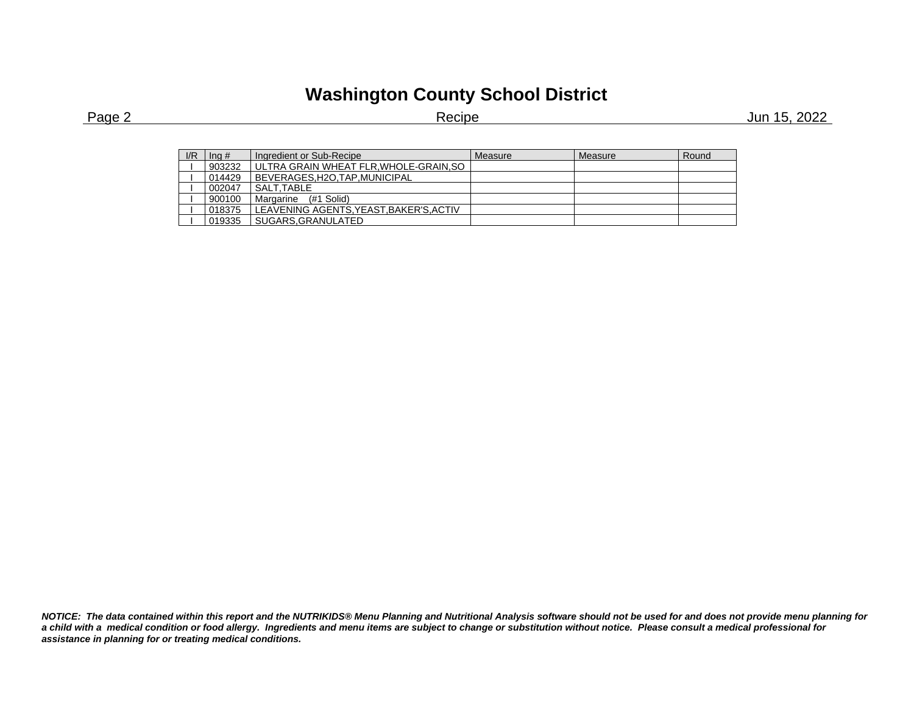| I/R | Ing # | Ingredient or Sub-Recipe | Measure | Measure | Round |
|---|---|---|---|---|---|
| I | 903232 | ULTRA GRAIN WHEAT FLR,WHOLE-GRAIN,SO | | | |
| I | 014429 | BEVERAGES,H2O,TAP,MUNICIPAL | | | |
| I | 002047 | SALT,TABLE | | | |
| I | 900100 | Margarine (#1 Solid) | | | |
| I | 018375 | LEAVENING AGENTS,YEAST,BAKER'S,ACTIV | | | |
| I | 019335 | SUGARS,GRANULATED | | | |

***NOTICE: The data contained within this report and the NUTRIKIDS® Menu Planning and Nutritional Analysis software should not be used for and does not provide menu planning for a child with a medical condition or food allergy. Ingredients and menu items are subject to change or substitution without notice. Please consult a medical professional for assistance in planning for or treating medical conditions.***